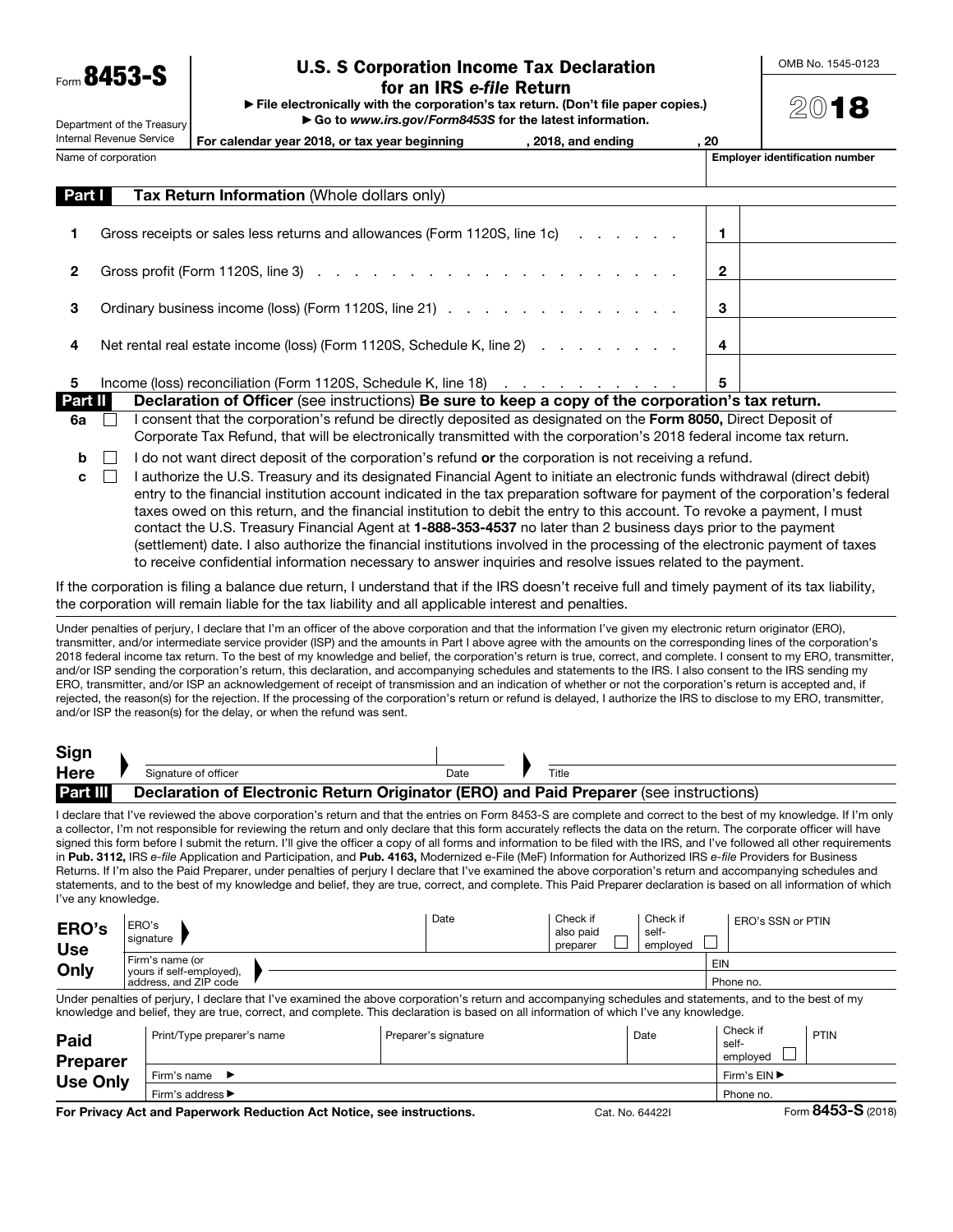Form **8453-S**

Department of the Treasury
Internal Revenue Service

# U.S. S Corporation Income Tax Declaration for an IRS *e-file* Return

► File electronically with the corporation's tax return. (Don't file paper copies.)
► Go to *www.irs.gov/Form8453S* for the latest information.

OMB No. 1545-0123

**2018**

For calendar year 2018, or tax year beginning , 2018, and ending , 20

| Name of corporation | Employer identification number |
|---|---|
| | |

## Part I Tax Return Information (Whole dollars only)

| | | | |
|---|---|---|---|
| 1 | Gross receipts or sales less returns and allowances (Form 1120S, line 1c) | 1 | |
| 2 | Gross profit (Form 1120S, line 3) | 2 | |
| 3 | Ordinary business income (loss) (Form 1120S, line 21) | 3 | |
| 4 | Net rental real estate income (loss) (Form 1120S, Schedule K, line 2) | 4 | |
| 5 | Income (loss) reconciliation (Form 1120S, Schedule K, line 18) | 5 | |

## Part II Declaration of Officer (see instructions) Be sure to keep a copy of the corporation's tax return.

**6a** ☐ I consent that the corporation's refund be directly deposited as designated on the **Form 8050,** Direct Deposit of Corporate Tax Refund, that will be electronically transmitted with the corporation's 2018 federal income tax return.

**b** ☐ I do not want direct deposit of the corporation's refund **or** the corporation is not receiving a refund.

**c** ☐ I authorize the U.S. Treasury and its designated Financial Agent to initiate an electronic funds withdrawal (direct debit) entry to the financial institution account indicated in the tax preparation software for payment of the corporation's federal taxes owed on this return, and the financial institution to debit the entry to this account. To revoke a payment, I must contact the U.S. Treasury Financial Agent at **1-888-353-4537** no later than 2 business days prior to the payment (settlement) date. I also authorize the financial institutions involved in the processing of the electronic payment of taxes to receive confidential information necessary to answer inquiries and resolve issues related to the payment.

If the corporation is filing a balance due return, I understand that if the IRS doesn't receive full and timely payment of its tax liability, the corporation will remain liable for the tax liability and all applicable interest and penalties.

Under penalties of perjury, I declare that I'm an officer of the above corporation and that the information I've given my electronic return originator (ERO), transmitter, and/or intermediate service provider (ISP) and the amounts in Part I above agree with the amounts on the corresponding lines of the corporation's 2018 federal income tax return. To the best of my knowledge and belief, the corporation's return is true, correct, and complete. I consent to my ERO, transmitter, and/or ISP sending the corporation's return, this declaration, and accompanying schedules and statements to the IRS. I also consent to the IRS sending my ERO, transmitter, and/or ISP an acknowledgement of receipt of transmission and an indication of whether or not the corporation's return is accepted and, if rejected, the reason(s) for the rejection. If the processing of the corporation's return or refund is delayed, I authorize the IRS to disclose to my ERO, transmitter, and/or ISP the reason(s) for the delay, or when the refund was sent.

**Sign Here** ► Signature of officer | Date | ► Title

## Part III Declaration of Electronic Return Originator (ERO) and Paid Preparer (see instructions)

I declare that I've reviewed the above corporation's return and that the entries on Form 8453-S are complete and correct to the best of my knowledge. If I'm only a collector, I'm not responsible for reviewing the return and only declare that this form accurately reflects the data on the return. The corporate officer will have signed this form before I submit the return. I'll give the officer a copy of all forms and information to be filed with the IRS, and I've followed all other requirements in **Pub. 3112,** IRS *e-file* Application and Participation, and **Pub. 4163,** Modernized e-File (MeF) Information for Authorized IRS *e-file* Providers for Business Returns. If I'm also the Paid Preparer, under penalties of perjury I declare that I've examined the above corporation's return and accompanying schedules and statements, and to the best of my knowledge and belief, they are true, correct, and complete. This Paid Preparer declaration is based on all information of which I've any knowledge.

| **ERO's Use Only** | | | | | |
|---|---|---|---|---|---|
| ERO's signature ► | Date | Check if also paid preparer ☐ | Check if self-employed ☐ | ERO's SSN or PTIN | |
| Firm's name (or yours if self-employed), address, and ZIP code ► | | | | EIN | |
| | | | | Phone no. | |

Under penalties of perjury, I declare that I've examined the above corporation's return and accompanying schedules and statements, and to the best of my knowledge and belief, they are true, correct, and complete. This declaration is based on all information of which I've any knowledge.

| **Paid Preparer Use Only** | | | | |
|---|---|---|---|---|
| Print/Type preparer's name | Preparer's signature | Date | Check if self-employed ☐ | PTIN |
| Firm's name ► | | | Firm's EIN ► | |
| Firm's address ► | | | Phone no. | |

**For Privacy Act and Paperwork Reduction Act Notice, see instructions.** Cat. No. 64422I Form **8453-S** (2018)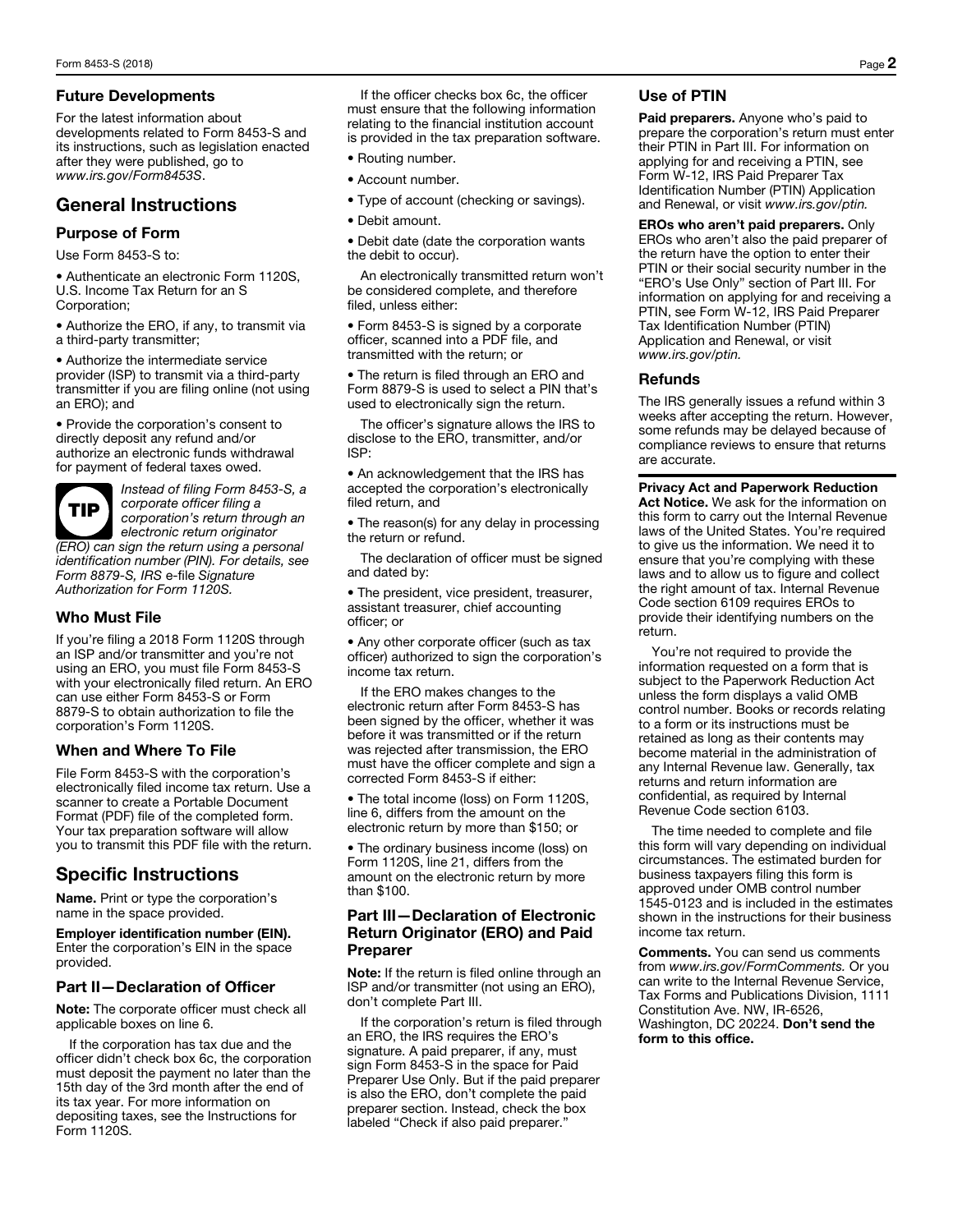### Future Developments

For the latest information about developments related to Form 8453-S and its instructions, such as legislation enacted after they were published, go to *www.irs.gov/Form8453S*.

## General Instructions

### Purpose of Form

Use Form 8453-S to:

- Authenticate an electronic Form 1120S, U.S. Income Tax Return for an S Corporation;
- Authorize the ERO, if any, to transmit via a third-party transmitter;
- Authorize the intermediate service provider (ISP) to transmit via a third-party transmitter if you are filing online (not using an ERO); and
- Provide the corporation's consent to directly deposit any refund and/or authorize an electronic funds withdrawal for payment of federal taxes owed.

**TIP** *Instead of filing Form 8453-S, a corporate officer filing a corporation's return through an electronic return originator (ERO) can sign the return using a personal identification number (PIN). For details, see Form 8879-S, IRS* e-file *Signature Authorization for Form 1120S.*

### Who Must File

If you're filing a 2018 Form 1120S through an ISP and/or transmitter and you're not using an ERO, you must file Form 8453-S with your electronically filed return. An ERO can use either Form 8453-S or Form 8879-S to obtain authorization to file the corporation's Form 1120S.

### When and Where To File

File Form 8453-S with the corporation's electronically filed income tax return. Use a scanner to create a Portable Document Format (PDF) file of the completed form. Your tax preparation software will allow you to transmit this PDF file with the return.

## Specific Instructions

**Name.** Print or type the corporation's name in the space provided.

**Employer identification number (EIN).** Enter the corporation's EIN in the space provided.

### Part II—Declaration of Officer

**Note:** The corporate officer must check all applicable boxes on line 6.

If the corporation has tax due and the officer didn't check box 6c, the corporation must deposit the payment no later than the 15th day of the 3rd month after the end of its tax year. For more information on depositing taxes, see the Instructions for Form 1120S.

If the officer checks box 6c, the officer must ensure that the following information relating to the financial institution account is provided in the tax preparation software.

- Routing number.
- Account number.
- Type of account (checking or savings).
- Debit amount.
- Debit date (date the corporation wants the debit to occur).

An electronically transmitted return won't be considered complete, and therefore filed, unless either:

- Form 8453-S is signed by a corporate officer, scanned into a PDF file, and transmitted with the return; or
- The return is filed through an ERO and Form 8879-S is used to select a PIN that's used to electronically sign the return.

The officer's signature allows the IRS to disclose to the ERO, transmitter, and/or ISP:

- An acknowledgement that the IRS has accepted the corporation's electronically filed return, and
- The reason(s) for any delay in processing the return or refund.

The declaration of officer must be signed and dated by:

- The president, vice president, treasurer, assistant treasurer, chief accounting officer; or
- Any other corporate officer (such as tax officer) authorized to sign the corporation's income tax return.

If the ERO makes changes to the electronic return after Form 8453-S has been signed by the officer, whether it was before it was transmitted or if the return was rejected after transmission, the ERO must have the officer complete and sign a corrected Form 8453-S if either:

- The total income (loss) on Form 1120S, line 6, differs from the amount on the electronic return by more than $150; or
- The ordinary business income (loss) on Form 1120S, line 21, differs from the amount on the electronic return by more than $100.

### Part III—Declaration of Electronic Return Originator (ERO) and Paid Preparer

**Note:** If the return is filed online through an ISP and/or transmitter (not using an ERO), don't complete Part III.

If the corporation's return is filed through an ERO, the IRS requires the ERO's signature. A paid preparer, if any, must sign Form 8453-S in the space for Paid Preparer Use Only. But if the paid preparer is also the ERO, don't complete the paid preparer section. Instead, check the box labeled "Check if also paid preparer."

### Use of PTIN

**Paid preparers.** Anyone who's paid to prepare the corporation's return must enter their PTIN in Part III. For information on applying for and receiving a PTIN, see Form W-12, IRS Paid Preparer Tax Identification Number (PTIN) Application and Renewal, or visit *www.irs.gov/ptin.*

**EROs who aren't paid preparers.** Only EROs who aren't also the paid preparer of the return have the option to enter their PTIN or their social security number in the "ERO's Use Only" section of Part III. For information on applying for and receiving a PTIN, see Form W-12, IRS Paid Preparer Tax Identification Number (PTIN) Application and Renewal, or visit *www.irs.gov/ptin.*

### Refunds

The IRS generally issues a refund within 3 weeks after accepting the return. However, some refunds may be delayed because of compliance reviews to ensure that returns are accurate.

**Privacy Act and Paperwork Reduction Act Notice.** We ask for the information on this form to carry out the Internal Revenue laws of the United States. You're required to give us the information. We need it to ensure that you're complying with these laws and to allow us to figure and collect the right amount of tax. Internal Revenue Code section 6109 requires EROs to provide their identifying numbers on the return.

You're not required to provide the information requested on a form that is subject to the Paperwork Reduction Act unless the form displays a valid OMB control number. Books or records relating to a form or its instructions must be retained as long as their contents may become material in the administration of any Internal Revenue law. Generally, tax returns and return information are confidential, as required by Internal Revenue Code section 6103.

The time needed to complete and file this form will vary depending on individual circumstances. The estimated burden for business taxpayers filing this form is approved under OMB control number 1545-0123 and is included in the estimates shown in the instructions for their business income tax return.

**Comments.** You can send us comments from *www.irs.gov/FormComments.* Or you can write to the Internal Revenue Service, Tax Forms and Publications Division, 1111 Constitution Ave. NW, IR-6526, Washington, DC 20224. **Don't send the form to this office.**